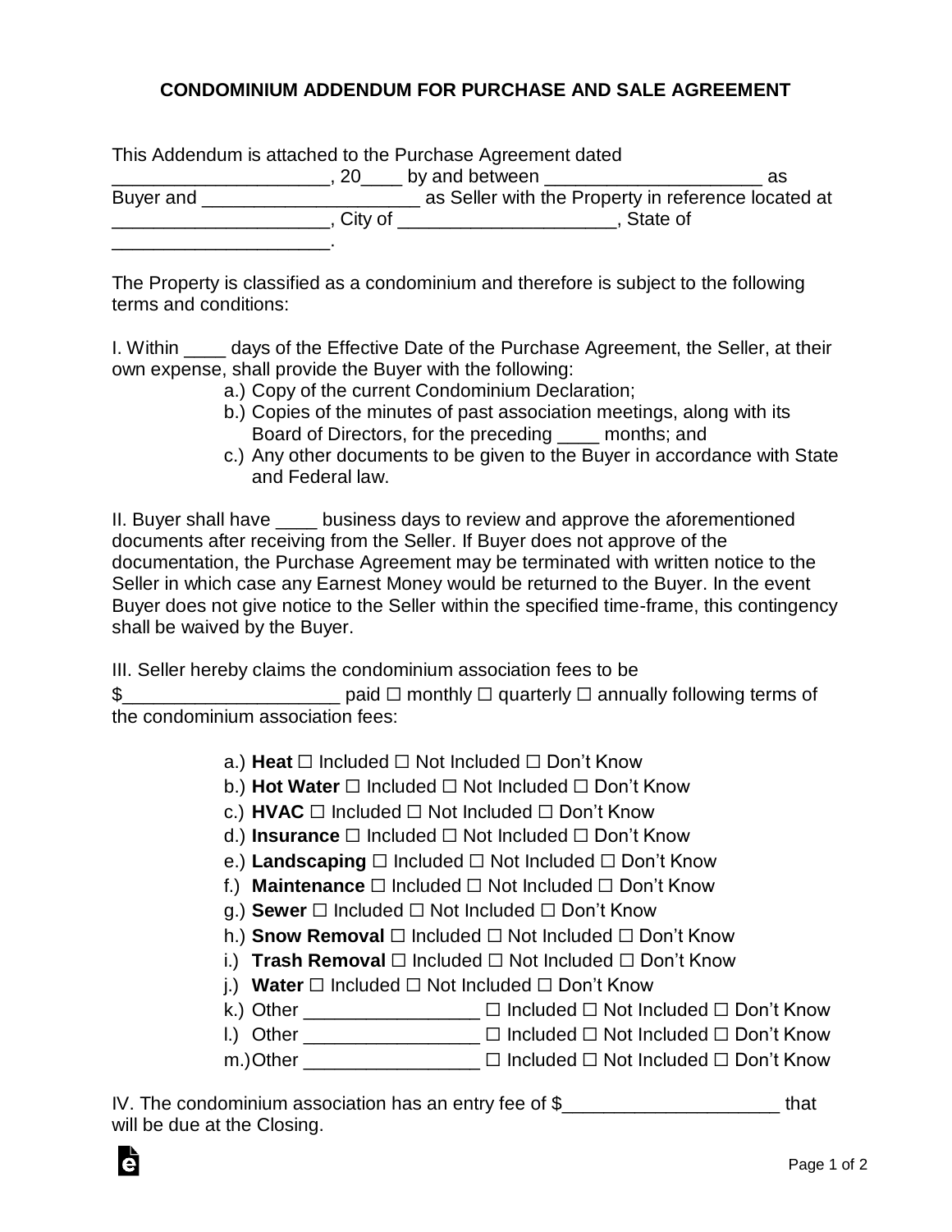# CONDOMINIUM ADDENDUM FOR PURCHASE AND SALE AGREEMENT

This Addendum is attached to the Purchase Agreement dated _____________________, 20____ by and between _____________________ as Buyer and _____________________ as Seller with the Property in reference located at _____________________, City of _____________________, State of _____________________.

The Property is classified as a condominium and therefore is subject to the following terms and conditions:

I. Within ____ days of the Effective Date of the Purchase Agreement, the Seller, at their own expense, shall provide the Buyer with the following:

a.) Copy of the current Condominium Declaration;
b.) Copies of the minutes of past association meetings, along with its Board of Directors, for the preceding ____ months; and
c.) Any other documents to be given to the Buyer in accordance with State and Federal law.

II. Buyer shall have ____ business days to review and approve the aforementioned documents after receiving from the Seller. If Buyer does not approve of the documentation, the Purchase Agreement may be terminated with written notice to the Seller in which case any Earnest Money would be returned to the Buyer. In the event Buyer does not give notice to the Seller within the specified time-frame, this contingency shall be waived by the Buyer.

III. Seller hereby claims the condominium association fees to be $_____________________ paid ☐ monthly ☐ quarterly ☐ annually following terms of the condominium association fees:

a.) **Heat** ☐ Included ☐ Not Included ☐ Don't Know
b.) **Hot Water** ☐ Included ☐ Not Included ☐ Don't Know
c.) **HVAC** ☐ Included ☐ Not Included ☐ Don't Know
d.) **Insurance** ☐ Included ☐ Not Included ☐ Don't Know
e.) **Landscaping** ☐ Included ☐ Not Included ☐ Don't Know
f.) **Maintenance** ☐ Included ☐ Not Included ☐ Don't Know
g.) **Sewer** ☐ Included ☐ Not Included ☐ Don't Know
h.) **Snow Removal** ☐ Included ☐ Not Included ☐ Don't Know
i.) **Trash Removal** ☐ Included ☐ Not Included ☐ Don't Know
j.) **Water** ☐ Included ☐ Not Included ☐ Don't Know
k.) Other _________________ ☐ Included ☐ Not Included ☐ Don't Know
l.) Other _________________ ☐ Included ☐ Not Included ☐ Don't Know
m.) Other _________________ ☐ Included ☐ Not Included ☐ Don't Know

IV. The condominium association has an entry fee of $_____________________ that will be due at the Closing.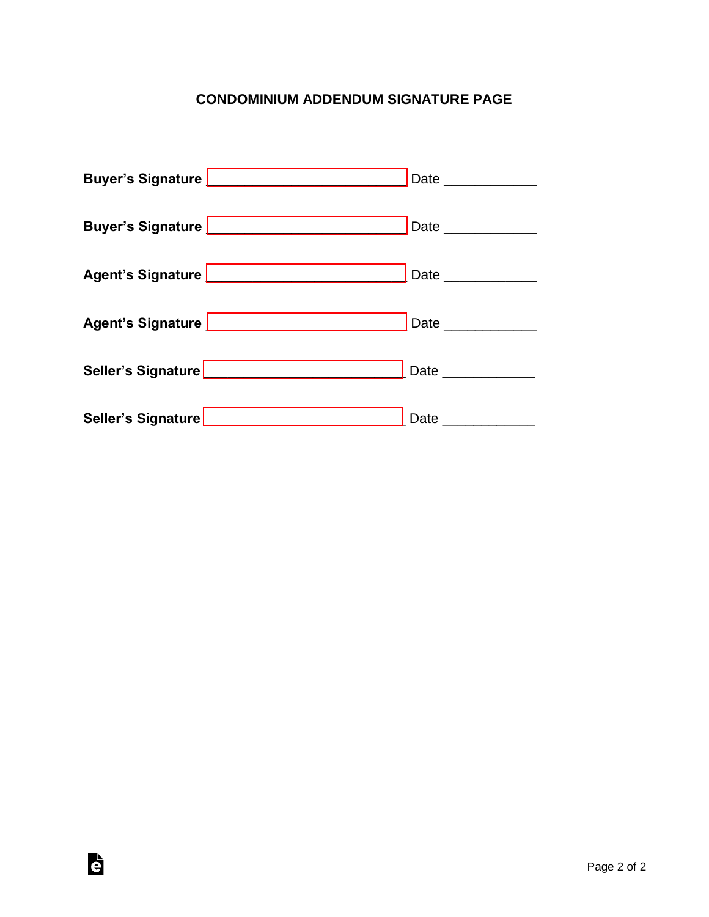# CONDOMINIUM ADDENDUM SIGNATURE PAGE

**Buyer's Signature** ____________________________ Date ____________

**Buyer's Signature** ____________________________ Date ____________

**Agent's Signature** ____________________________ Date ____________

**Agent's Signature** ____________________________ Date ____________

**Seller's Signature** ____________________________ Date ____________

**Seller's Signature** ____________________________ Date ____________